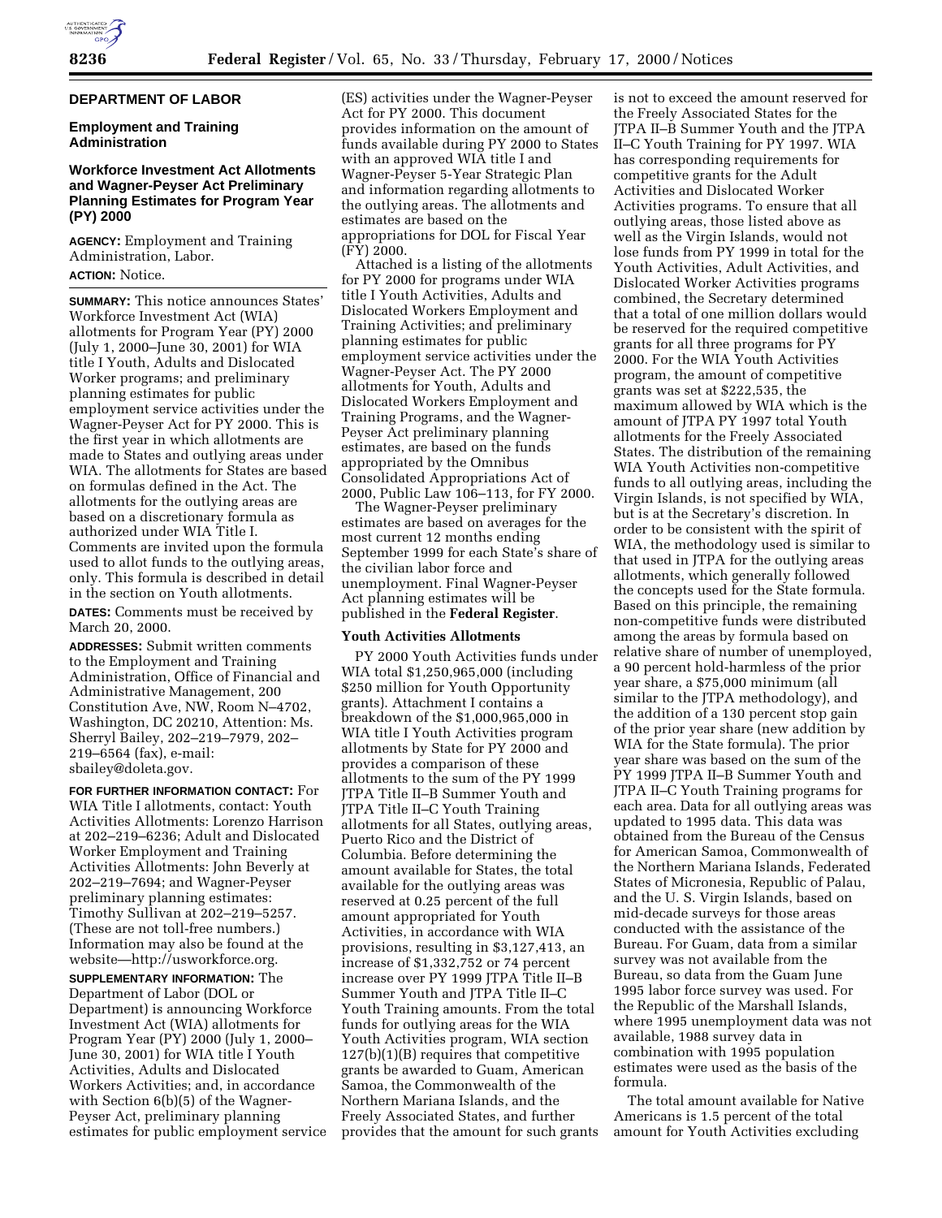## DEPARTMENT OF LABOR

### Employment and Training Administration

### Workforce Investment Act Allotments and Wagner-Peyser Act Preliminary Planning Estimates for Program Year (PY) 2000

**AGENCY:** Employment and Training Administration, Labor.

**ACTION:** Notice.

**SUMMARY:** This notice announces States' Workforce Investment Act (WIA) allotments for Program Year (PY) 2000 (July 1, 2000–June 30, 2001) for WIA title I Youth, Adults and Dislocated Worker programs; and preliminary planning estimates for public employment service activities under the Wagner-Peyser Act for PY 2000. This is the first year in which allotments are made to States and outlying areas under WIA. The allotments for States are based on formulas defined in the Act. The allotments for the outlying areas are based on a discretionary formula as authorized under WIA Title I. Comments are invited upon the formula used to allot funds to the outlying areas, only. This formula is described in detail in the section on Youth allotments.

**DATES:** Comments must be received by March 20, 2000.

**ADDRESSES:** Submit written comments to the Employment and Training Administration, Office of Financial and Administrative Management, 200 Constitution Ave, NW, Room N–4702, Washington, DC 20210, Attention: Ms. Sherryl Bailey, 202–219–7979, 202–219–6564 (fax), e-mail: sbailey@doleta.gov.

**FOR FURTHER INFORMATION CONTACT:** For WIA Title I allotments, contact: Youth Activities Allotments: Lorenzo Harrison at 202–219–6236; Adult and Dislocated Worker Employment and Training Activities Allotments: John Beverly at 202–219–7694; and Wagner-Peyser preliminary planning estimates: Timothy Sullivan at 202–219–5257. (These are not toll-free numbers.) Information may also be found at the website—http://usworkforce.org.

**SUPPLEMENTARY INFORMATION:** The Department of Labor (DOL or Department) is announcing Workforce Investment Act (WIA) allotments for Program Year (PY) 2000 (July 1, 2000–June 30, 2001) for WIA title I Youth Activities, Adults and Dislocated Workers Activities; and, in accordance with Section 6(b)(5) of the Wagner-Peyser Act, preliminary planning estimates for public employment service (ES) activities under the Wagner-Peyser Act for PY 2000. This document provides information on the amount of funds available during PY 2000 to States with an approved WIA title I and Wagner-Peyser 5-Year Strategic Plan and information regarding allotments to the outlying areas. The allotments and estimates are based on the appropriations for DOL for Fiscal Year (FY) 2000.

Attached is a listing of the allotments for PY 2000 for programs under WIA title I Youth Activities, Adults and Dislocated Workers Employment and Training Activities; and preliminary planning estimates for public employment service activities under the Wagner-Peyser Act. The PY 2000 allotments for Youth, Adults and Dislocated Workers Employment and Training Programs, and the Wagner-Peyser Act preliminary planning estimates, are based on the funds appropriated by the Omnibus Consolidated Appropriations Act of 2000, Public Law 106–113, for FY 2000.

The Wagner-Peyser preliminary estimates are based on averages for the most current 12 months ending September 1999 for each State's share of the civilian labor force and unemployment. Final Wagner-Peyser Act planning estimates will be published in the **Federal Register**.

### Youth Activities Allotments

PY 2000 Youth Activities funds under WIA total $1,250,965,000 (including $250 million for Youth Opportunity grants). Attachment I contains a breakdown of the $1,000,965,000 in WIA title I Youth Activities program allotments by State for PY 2000 and provides a comparison of these allotments to the sum of the PY 1999 JTPA Title II–B Summer Youth and JTPA Title II–C Youth Training allotments for all States, outlying areas, Puerto Rico and the District of Columbia. Before determining the amount available for States, the total available for the outlying areas was reserved at 0.25 percent of the full amount appropriated for Youth Activities, in accordance with WIA provisions, resulting in $3,127,413, an increase of $1,332,752 or 74 percent increase over PY 1999 JTPA Title II–B Summer Youth and JTPA Title II–C Youth Training amounts. From the total funds for outlying areas for the WIA Youth Activities program, WIA section 127(b)(1)(B) requires that competitive grants be awarded to Guam, American Samoa, the Commonwealth of the Northern Mariana Islands, and the Freely Associated States, and further provides that the amount for such grants is not to exceed the amount reserved for the Freely Associated States for the JTPA II–B Summer Youth and the JTPA II–C Youth Training for PY 1997. WIA has corresponding requirements for competitive grants for the Adult Activities and Dislocated Worker Activities programs. To ensure that all outlying areas, those listed above as well as the Virgin Islands, would not lose funds from PY 1999 in total for the Youth Activities, Adult Activities, and Dislocated Worker Activities programs combined, the Secretary determined that a total of one million dollars would be reserved for the required competitive grants for all three programs for PY 2000. For the WIA Youth Activities program, the amount of competitive grants was set at $222,535, the maximum allowed by WIA which is the amount of JTPA PY 1997 total Youth allotments for the Freely Associated States. The distribution of the remaining WIA Youth Activities non-competitive funds to all outlying areas, including the Virgin Islands, is not specified by WIA, but is at the Secretary's discretion. In order to be consistent with the spirit of WIA, the methodology used is similar to that used in JTPA for the outlying areas allotments, which generally followed the concepts used for the State formula. Based on this principle, the remaining non-competitive funds were distributed among the areas by formula based on relative share of number of unemployed, a 90 percent hold-harmless of the prior year share, a $75,000 minimum (all similar to the JTPA methodology), and the addition of a 130 percent stop gain of the prior year share (new addition by WIA for the State formula). The prior year share was based on the sum of the PY 1999 JTPA II–B Summer Youth and JTPA II–C Youth Training programs for each area. Data for all outlying areas was updated to 1995 data. This data was obtained from the Bureau of the Census for American Samoa, Commonwealth of the Northern Mariana Islands, Federated States of Micronesia, Republic of Palau, and the U. S. Virgin Islands, based on mid-decade surveys for those areas conducted with the assistance of the Bureau. For Guam, data from a similar survey was not available from the Bureau, so data from the Guam June 1995 labor force survey was used. For the Republic of the Marshall Islands, where 1995 unemployment data was not available, 1988 survey data in combination with 1995 population estimates were used as the basis of the formula.

The total amount available for Native Americans is 1.5 percent of the total amount for Youth Activities excluding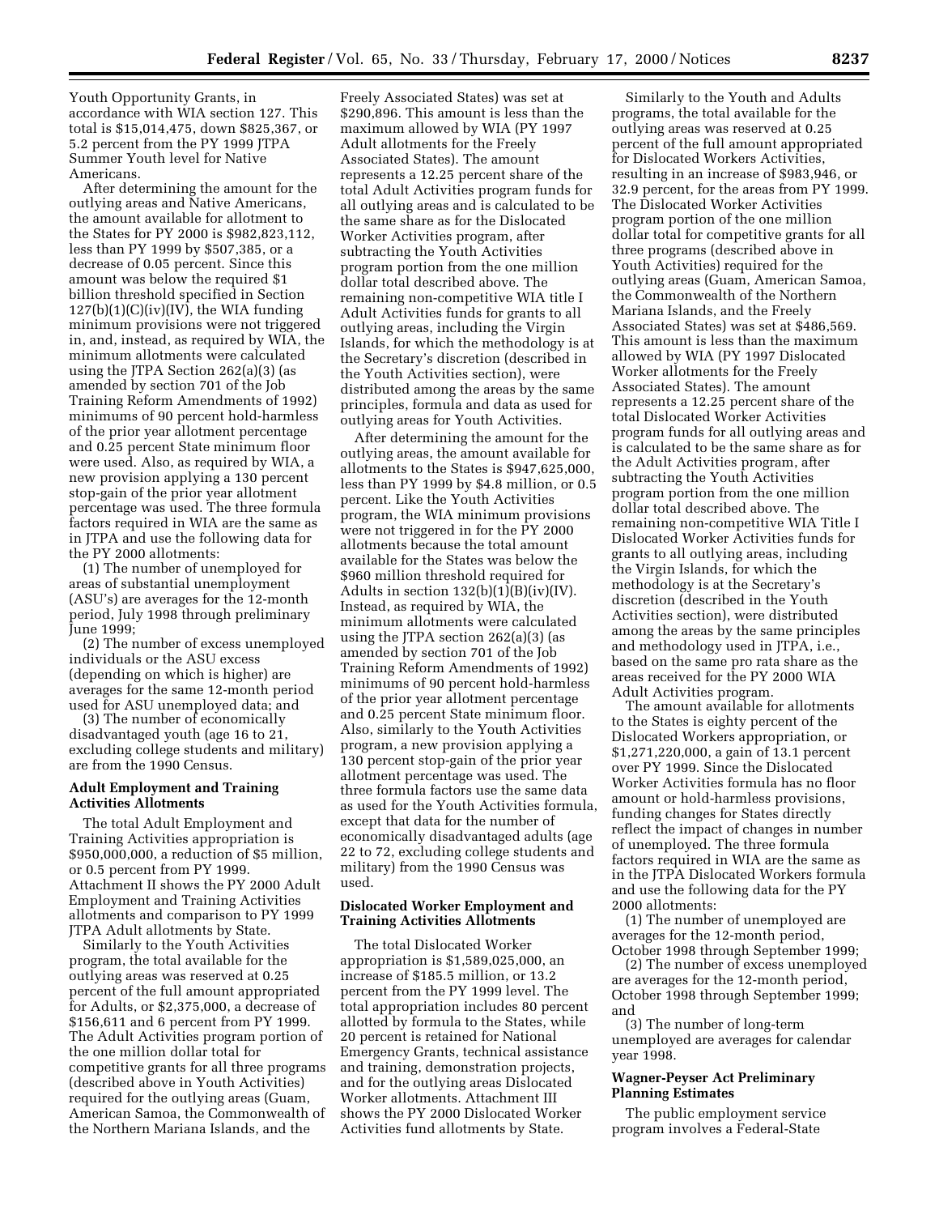Youth Opportunity Grants, in accordance with WIA section 127. This total is $15,014,475, down $825,367, or 5.2 percent from the PY 1999 JTPA Summer Youth level for Native Americans.

After determining the amount for the outlying areas and Native Americans, the amount available for allotment to the States for PY 2000 is $982,823,112, less than PY 1999 by $507,385, or a decrease of 0.05 percent. Since this amount was below the required $1 billion threshold specified in Section 127(b)(1)(C)(iv)(IV), the WIA funding minimum provisions were not triggered in, and, instead, as required by WIA, the minimum allotments were calculated using the JTPA Section 262(a)(3) (as amended by section 701 of the Job Training Reform Amendments of 1992) minimums of 90 percent hold-harmless of the prior year allotment percentage and 0.25 percent State minimum floor were used. Also, as required by WIA, a new provision applying a 130 percent stop-gain of the prior year allotment percentage was used. The three formula factors required in WIA are the same as in JTPA and use the following data for the PY 2000 allotments:

(1) The number of unemployed for areas of substantial unemployment (ASU's) are averages for the 12-month period, July 1998 through preliminary June 1999;

(2) The number of excess unemployed individuals or the ASU excess (depending on which is higher) are averages for the same 12-month period used for ASU unemployed data; and

(3) The number of economically disadvantaged youth (age 16 to 21, excluding college students and military) are from the 1990 Census.

### Adult Employment and Training Activities Allotments

The total Adult Employment and Training Activities appropriation is $950,000,000, a reduction of $5 million, or 0.5 percent from PY 1999. Attachment II shows the PY 2000 Adult Employment and Training Activities allotments and comparison to PY 1999 JTPA Adult allotments by State.

Similarly to the Youth Activities program, the total available for the outlying areas was reserved at 0.25 percent of the full amount appropriated for Adults, or $2,375,000, a decrease of $156,611 and 6 percent from PY 1999. The Adult Activities program portion of the one million dollar total for competitive grants for all three programs (described above in Youth Activities) required for the outlying areas (Guam, American Samoa, the Commonwealth of the Northern Mariana Islands, and the Freely Associated States) was set at $290,896. This amount is less than the maximum allowed by WIA (PY 1997 Adult allotments for the Freely Associated States). The amount represents a 12.25 percent share of the total Adult Activities program funds for all outlying areas and is calculated to be the same share as for the Dislocated Worker Activities program, after subtracting the Youth Activities program portion from the one million dollar total described above. The remaining non-competitive WIA title I Adult Activities funds for grants to all outlying areas, including the Virgin Islands, for which the methodology is at the Secretary's discretion (described in the Youth Activities section), were distributed among the areas by the same principles, formula and data as used for outlying areas for Youth Activities.

After determining the amount for the outlying areas, the amount available for allotments to the States is $947,625,000, less than PY 1999 by $4.8 million, or 0.5 percent. Like the Youth Activities program, the WIA minimum provisions were not triggered in for the PY 2000 allotments because the total amount available for the States was below the $960 million threshold required for Adults in section 132(b)(1)(B)(iv)(IV). Instead, as required by WIA, the minimum allotments were calculated using the JTPA section 262(a)(3) (as amended by section 701 of the Job Training Reform Amendments of 1992) minimums of 90 percent hold-harmless of the prior year allotment percentage and 0.25 percent State minimum floor. Also, similarly to the Youth Activities program, a new provision applying a 130 percent stop-gain of the prior year allotment percentage was used. The three formula factors use the same data as used for the Youth Activities formula, except that data for the number of economically disadvantaged adults (age 22 to 72, excluding college students and military) from the 1990 Census was used.

### Dislocated Worker Employment and Training Activities Allotments

The total Dislocated Worker appropriation is $1,589,025,000, an increase of $185.5 million, or 13.2 percent from the PY 1999 level. The total appropriation includes 80 percent allotted by formula to the States, while 20 percent is retained for National Emergency Grants, technical assistance and training, demonstration projects, and for the outlying areas Dislocated Worker allotments. Attachment III shows the PY 2000 Dislocated Worker Activities fund allotments by State.

Similarly to the Youth and Adults programs, the total available for the outlying areas was reserved at 0.25 percent of the full amount appropriated for Dislocated Workers Activities, resulting in an increase of $983,946, or 32.9 percent, for the areas from PY 1999. The Dislocated Worker Activities program portion of the one million dollar total for competitive grants for all three programs (described above in Youth Activities) required for the outlying areas (Guam, American Samoa, the Commonwealth of the Northern Mariana Islands, and the Freely Associated States) was set at $486,569. This amount is less than the maximum allowed by WIA (PY 1997 Dislocated Worker allotments for the Freely Associated States). The amount represents a 12.25 percent share of the total Dislocated Worker Activities program funds for all outlying areas and is calculated to be the same share as for the Adult Activities program, after subtracting the Youth Activities program portion from the one million dollar total described above. The remaining non-competitive WIA Title I Dislocated Worker Activities funds for grants to all outlying areas, including the Virgin Islands, for which the methodology is at the Secretary's discretion (described in the Youth Activities section), were distributed among the areas by the same principles and methodology used in JTPA, i.e., based on the same pro rata share as the areas received for the PY 2000 WIA Adult Activities program.

The amount available for allotments to the States is eighty percent of the Dislocated Workers appropriation, or $1,271,220,000, a gain of 13.1 percent over PY 1999. Since the Dislocated Worker Activities formula has no floor amount or hold-harmless provisions, funding changes for States directly reflect the impact of changes in number of unemployed. The three formula factors required in WIA are the same as in the JTPA Dislocated Workers formula and use the following data for the PY 2000 allotments:

(1) The number of unemployed are averages for the 12-month period, October 1998 through September 1999;

(2) The number of excess unemployed are averages for the 12-month period, October 1998 through September 1999; and

(3) The number of long-term unemployed are averages for calendar year 1998.

### Wagner-Peyser Act Preliminary Planning Estimates

The public employment service program involves a Federal-State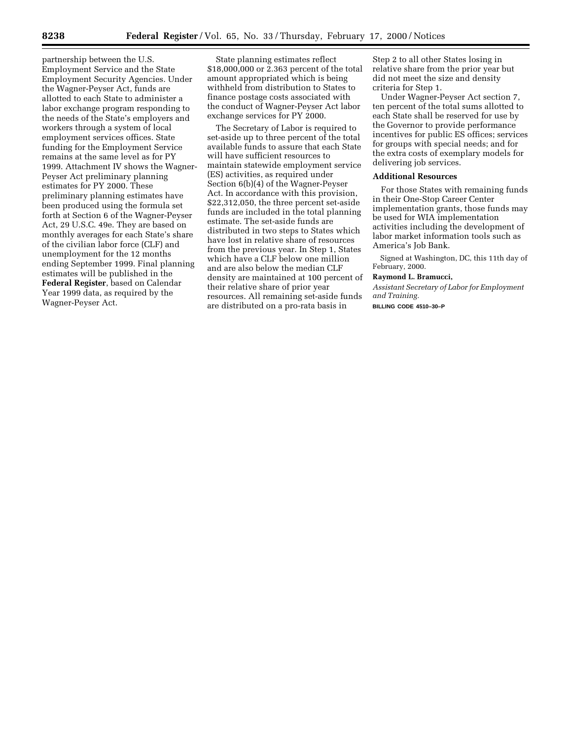partnership between the U.S. Employment Service and the State Employment Security Agencies. Under the Wagner-Peyser Act, funds are allotted to each State to administer a labor exchange program responding to the needs of the State's employers and workers through a system of local employment services offices. State funding for the Employment Service remains at the same level as for PY 1999. Attachment IV shows the Wagner-Peyser Act preliminary planning estimates for PY 2000. These preliminary planning estimates have been produced using the formula set forth at Section 6 of the Wagner-Peyser Act, 29 U.S.C. 49e. They are based on monthly averages for each State's share of the civilian labor force (CLF) and unemployment for the 12 months ending September 1999. Final planning estimates will be published in the **Federal Register**, based on Calendar Year 1999 data, as required by the Wagner-Peyser Act.

State planning estimates reflect $18,000,000 or 2.363 percent of the total amount appropriated which is being withheld from distribution to States to finance postage costs associated with the conduct of Wagner-Peyser Act labor exchange services for PY 2000.

The Secretary of Labor is required to set-aside up to three percent of the total available funds to assure that each State will have sufficient resources to maintain statewide employment service (ES) activities, as required under Section 6(b)(4) of the Wagner-Peyser Act. In accordance with this provision, $22,312,050, the three percent set-aside funds are included in the total planning estimate. The set-aside funds are distributed in two steps to States which have lost in relative share of resources from the previous year. In Step 1, States which have a CLF below one million and are also below the median CLF density are maintained at 100 percent of their relative share of prior year resources. All remaining set-aside funds are distributed on a pro-rata basis in Step 2 to all other States losing in relative share from the prior year but did not meet the size and density criteria for Step 1.

Under Wagner-Peyser Act section 7, ten percent of the total sums allotted to each State shall be reserved for use by the Governor to provide performance incentives for public ES offices; services for groups with special needs; and for the extra costs of exemplary models for delivering job services.

### Additional Resources

For those States with remaining funds in their One-Stop Career Center implementation grants, those funds may be used for WIA implementation activities including the development of labor market information tools such as America's Job Bank.

Signed at Washington, DC, this 11th day of February, 2000.

**Raymond L. Bramucci,**

*Assistant Secretary of Labor for Employment and Training.*

BILLING CODE 4510–30–P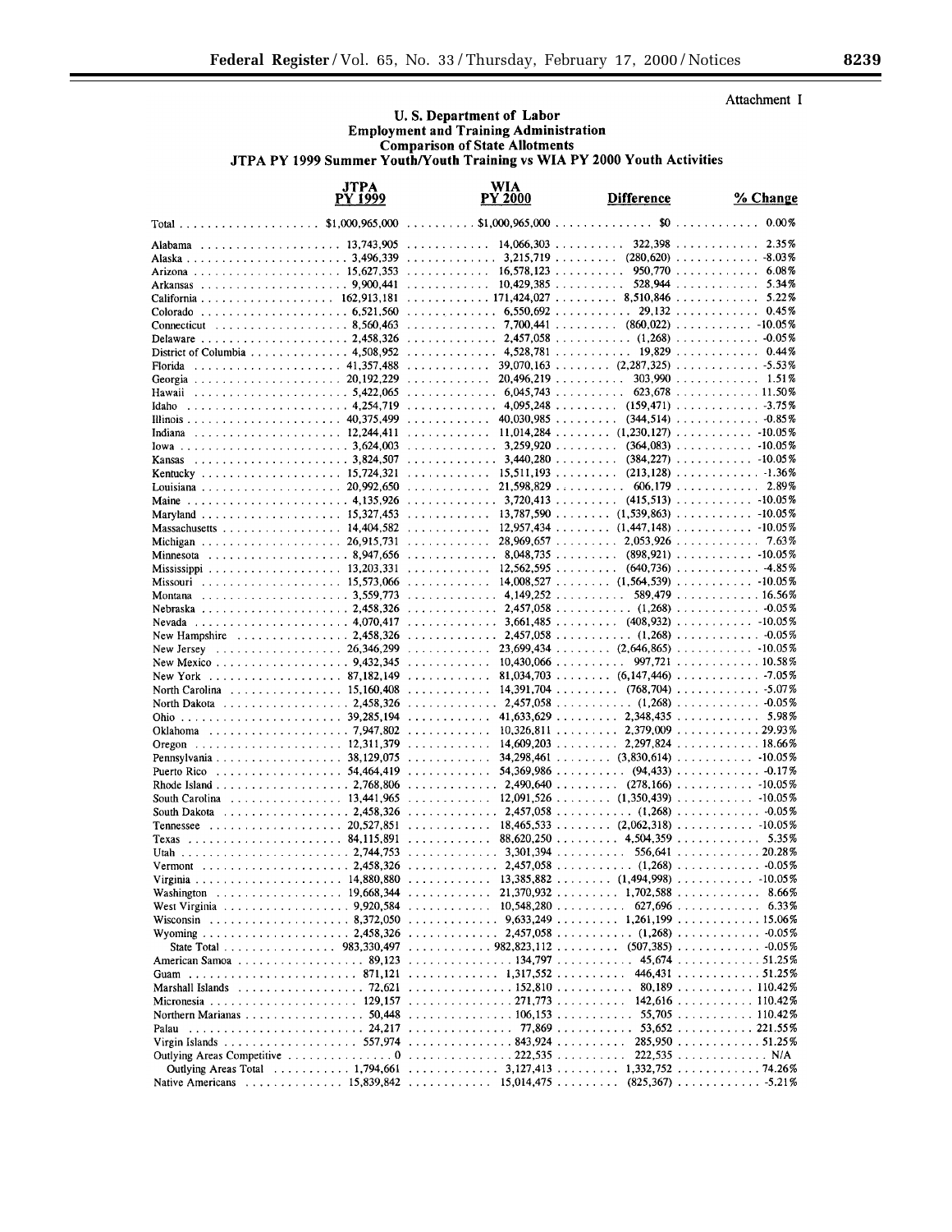Attachment I

**U. S. Department of Labor**
**Employment and Training Administration**
**Comparison of State Allotments**
**JTPA PY 1999 Summer Youth/Youth Training vs WIA PY 2000 Youth Activities**

| | JTPA PY 1999 | WIA PY 2000 | Difference | % Change |
|---|---|---|---|---|
| Total | $1,000,965,000 | $1,000,965,000 | $0 | 0.00% |
| Alabama | 13,743,905 | 14,066,303 | 322,398 | 2.35% |
| Alaska | 3,496,339 | 3,215,719 | (280,620) | -8.03% |
| Arizona | 15,627,353 | 16,578,123 | 950,770 | 6.08% |
| Arkansas | 9,900,441 | 10,429,385 | 528,944 | 5.34% |
| California | 162,913,181 | 171,424,027 | 8,510,846 | 5.22% |
| Colorado | 6,521,560 | 6,550,692 | 29,132 | 0.45% |
| Connecticut | 8,560,463 | 7,700,441 | (860,022) | -10.05% |
| Delaware | 2,458,326 | 2,457,058 | (1,268) | -0.05% |
| District of Columbia | 4,508,952 | 4,528,781 | 19,829 | 0.44% |
| Florida | 41,357,488 | 39,070,163 | (2,287,325) | -5.53% |
| Georgia | 20,192,229 | 20,496,219 | 303,990 | 1.51% |
| Hawaii | 5,422,065 | 6,045,743 | 623,678 | 11.50% |
| Idaho | 4,254,719 | 4,095,248 | (159,471) | -3.75% |
| Illinois | 40,375,499 | 40,030,985 | (344,514) | -0.85% |
| Indiana | 12,244,411 | 11,014,284 | (1,230,127) | -10.05% |
| Iowa | 3,624,003 | 3,259,920 | (364,083) | -10.05% |
| Kansas | 3,824,507 | 3,440,280 | (384,227) | -10.05% |
| Kentucky | 15,724,321 | 15,511,193 | (213,128) | -1.36% |
| Louisiana | 20,992,650 | 21,598,829 | 606,179 | 2.89% |
| Maine | 4,135,926 | 3,720,413 | (415,513) | -10.05% |
| Maryland | 15,327,453 | 13,787,590 | (1,539,863) | -10.05% |
| Massachusetts | 14,404,582 | 12,957,434 | (1,447,148) | -10.05% |
| Michigan | 26,915,731 | 28,969,657 | 2,053,926 | 7.63% |
| Minnesota | 8,947,656 | 8,048,735 | (898,921) | -10.05% |
| Mississippi | 13,203,331 | 12,562,595 | (640,736) | -4.85% |
| Missouri | 15,573,066 | 14,008,527 | (1,564,539) | -10.05% |
| Montana | 3,559,773 | 4,149,252 | 589,479 | 16.56% |
| Nebraska | 2,458,326 | 2,457,058 | (1,268) | -0.05% |
| Nevada | 4,070,417 | 3,661,485 | (408,932) | -10.05% |
| New Hampshire | 2,458,326 | 2,457,058 | (1,268) | -0.05% |
| New Jersey | 26,346,299 | 23,699,434 | (2,646,865) | -10.05% |
| New Mexico | 9,432,345 | 10,430,066 | 997,721 | 10.58% |
| New York | 87,182,149 | 81,034,703 | (6,147,446) | -7.05% |
| North Carolina | 15,160,408 | 14,391,704 | (768,704) | -5.07% |
| North Dakota | 2,458,326 | 2,457,058 | (1,268) | -0.05% |
| Ohio | 39,285,194 | 41,633,629 | 2,348,435 | 5.98% |
| Oklahoma | 7,947,802 | 10,326,811 | 2,379,009 | 29.93% |
| Oregon | 12,311,379 | 14,609,203 | 2,297,824 | 18.66% |
| Pennsylvania | 38,129,075 | 34,298,461 | (3,830,614) | -10.05% |
| Puerto Rico | 54,464,419 | 54,369,986 | (94,433) | -0.17% |
| Rhode Island | 2,768,806 | 2,490,640 | (278,166) | -10.05% |
| South Carolina | 13,441,965 | 12,091,526 | (1,350,439) | -10.05% |
| South Dakota | 2,458,326 | 2,457,058 | (1,268) | -0.05% |
| Tennessee | 20,527,851 | 18,465,533 | (2,062,318) | -10.05% |
| Texas | 84,115,891 | 88,620,250 | 4,504,359 | 5.35% |
| Utah | 2,744,753 | 3,301,394 | 556,641 | 20.28% |
| Vermont | 2,458,326 | 2,457,058 | (1,268) | -0.05% |
| Virginia | 14,880,880 | 13,385,882 | (1,494,998) | -10.05% |
| Washington | 19,668,344 | 21,370,932 | 1,702,588 | 8.66% |
| West Virginia | 9,920,584 | 10,548,280 | 627,696 | 6.33% |
| Wisconsin | 8,372,050 | 9,633,249 | 1,261,199 | 15.06% |
| Wyoming | 2,458,326 | 2,457,058 | (1,268) | -0.05% |
| State Total | 983,330,497 | 982,823,112 | (507,385) | -0.05% |
| American Samoa | 89,123 | 134,797 | 45,674 | 51.25% |
| Guam | 871,121 | 1,317,552 | 446,431 | 51.25% |
| Marshall Islands | 72,621 | 152,810 | 80,189 | 110.42% |
| Micronesia | 129,157 | 271,773 | 142,616 | 110.42% |
| Northern Marianas | 50,448 | 106,153 | 55,705 | 110.42% |
| Palau | 24,217 | 77,869 | 53,652 | 221.55% |
| Virgin Islands | 557,974 | 843,924 | 285,950 | 51.25% |
| Outlying Areas Competitive | 0 | 222,535 | 222,535 | N/A |
| Outlying Areas Total | 1,794,661 | 3,127,413 | 1,332,752 | 74.26% |
| Native Americans | 15,839,842 | 15,014,475 | (825,367) | -5.21% |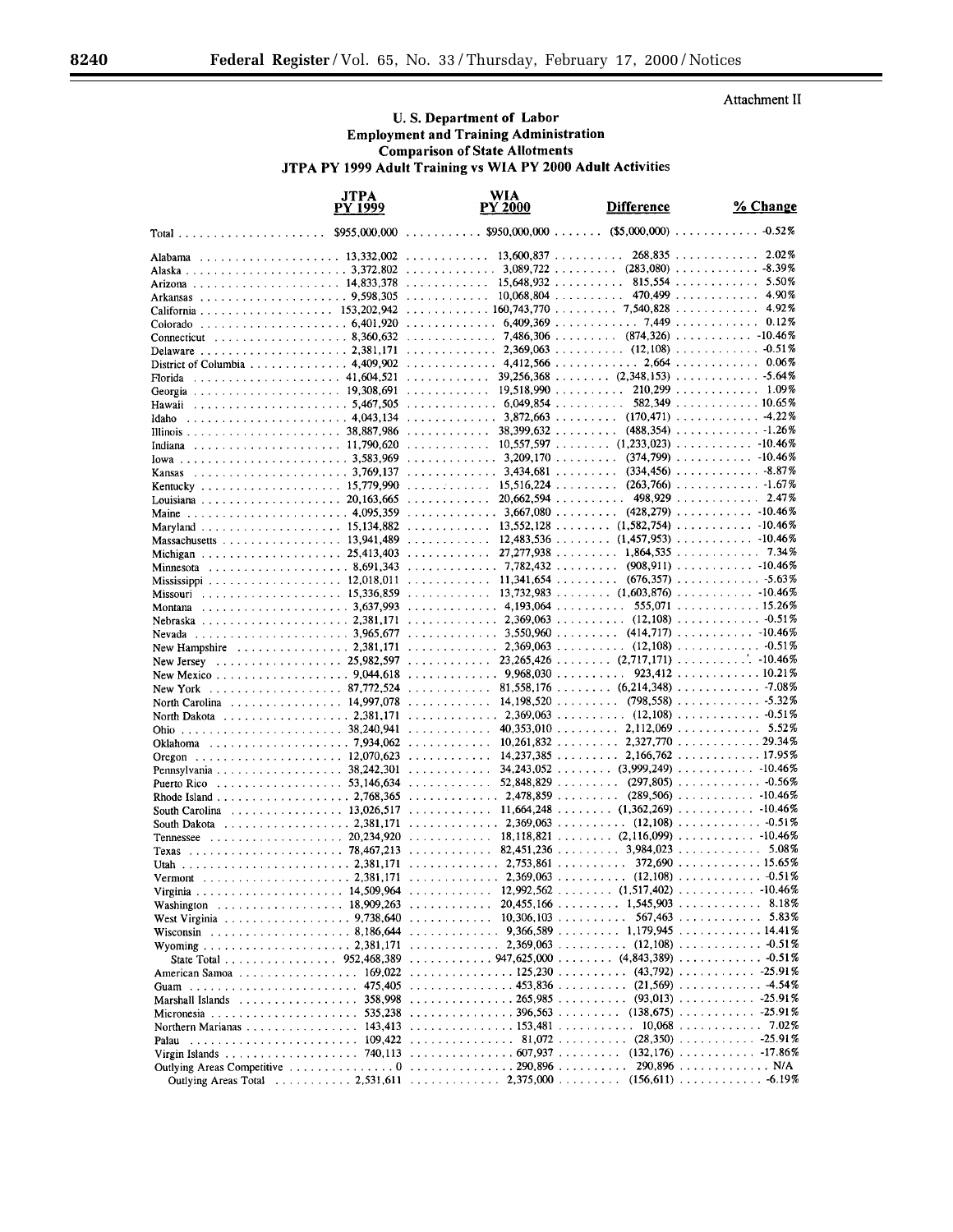Attachment II

## U. S. Department of Labor
## Employment and Training Administration
## Comparison of State Allotments
## JTPA PY 1999 Adult Training vs WIA PY 2000 Adult Activities

| | JTPA PY 1999 | WIA PY 2000 | Difference | % Change |
|---|---|---|---|---|
| Total | $955,000,000 | $950,000,000 | ($5,000,000) | -0.52% |
| Alabama | 13,332,002 | 13,600,837 | 268,835 | 2.02% |
| Alaska | 3,372,802 | 3,089,722 | (283,080) | -8.39% |
| Arizona | 14,833,378 | 15,648,932 | 815,554 | 5.50% |
| Arkansas | 9,598,305 | 10,068,804 | 470,499 | 4.90% |
| California | 153,202,942 | 160,743,770 | 7,540,828 | 4.92% |
| Colorado | 6,401,920 | 6,409,369 | 7,449 | 0.12% |
| Connecticut | 8,360,632 | 7,486,306 | (874,326) | -10.46% |
| Delaware | 2,381,171 | 2,369,063 | (12,108) | -0.51% |
| District of Columbia | 4,409,902 | 4,412,566 | 2,664 | 0.06% |
| Florida | 41,604,521 | 39,256,368 | (2,348,153) | -5.64% |
| Georgia | 19,308,691 | 19,518,990 | 210,299 | 1.09% |
| Hawaii | 5,467,505 | 6,049,854 | 582,349 | 10.65% |
| Idaho | 4,043,134 | 3,872,663 | (170,471) | -4.22% |
| Illinois | 38,887,986 | 38,399,632 | (488,354) | -1.26% |
| Indiana | 11,790,620 | 10,557,597 | (1,233,023) | -10.46% |
| Iowa | 3,583,969 | 3,209,170 | (374,799) | -10.46% |
| Kansas | 3,769,137 | 3,434,681 | (334,456) | -8.87% |
| Kentucky | 15,779,990 | 15,516,224 | (263,766) | -1.67% |
| Louisiana | 20,163,665 | 20,662,594 | 498,929 | 2.47% |
| Maine | 4,095,359 | 3,667,080 | (428,279) | -10.46% |
| Maryland | 15,134,882 | 13,552,128 | (1,582,754) | -10.46% |
| Massachusetts | 13,941,489 | 12,483,536 | (1,457,953) | -10.46% |
| Michigan | 25,413,403 | 27,277,938 | 1,864,535 | 7.34% |
| Minnesota | 8,691,343 | 7,782,432 | (908,911) | -10.46% |
| Mississippi | 12,018,011 | 11,341,654 | (676,357) | -5.63% |
| Missouri | 15,336,859 | 13,732,983 | (1,603,876) | -10.46% |
| Montana | 3,637,993 | 4,193,064 | 555,071 | 15.26% |
| Nebraska | 2,381,171 | 2,369,063 | (12,108) | -0.51% |
| Nevada | 3,965,677 | 3,550,960 | (414,717) | -10.46% |
| New Hampshire | 2,381,171 | 2,369,063 | (12,108) | -0.51% |
| New Jersey | 25,982,597 | 23,265,426 | (2,717,171) | -10.46% |
| New Mexico | 9,044,618 | 9,968,030 | 923,412 | 10.21% |
| New York | 87,772,524 | 81,558,176 | (6,214,348) | -7.08% |
| North Carolina | 14,997,078 | 14,198,520 | (798,558) | -5.32% |
| North Dakota | 2,381,171 | 2,369,063 | (12,108) | -0.51% |
| Ohio | 38,240,941 | 40,353,010 | 2,112,069 | 5.52% |
| Oklahoma | 7,934,062 | 10,261,832 | 2,327,770 | 29.34% |
| Oregon | 12,070,623 | 14,237,385 | 2,166,762 | 17.95% |
| Pennsylvania | 38,242,301 | 34,243,052 | (3,999,249) | -10.46% |
| Puerto Rico | 53,146,634 | 52,848,829 | (297,805) | -0.56% |
| Rhode Island | 2,768,365 | 2,478,859 | (289,506) | -10.46% |
| South Carolina | 13,026,517 | 11,664,248 | (1,362,269) | -10.46% |
| South Dakota | 2,381,171 | 2,369,063 | (12,108) | -0.51% |
| Tennessee | 20,234,920 | 18,118,821 | (2,116,099) | -10.46% |
| Texas | 78,467,213 | 82,451,236 | 3,984,023 | 5.08% |
| Utah | 2,381,171 | 2,753,861 | 372,690 | 15.65% |
| Vermont | 2,381,171 | 2,369,063 | (12,108) | -0.51% |
| Virginia | 14,509,964 | 12,992,562 | (1,517,402) | -10.46% |
| Washington | 18,909,263 | 20,455,166 | 1,545,903 | 8.18% |
| West Virginia | 9,738,640 | 10,306,103 | 567,463 | 5.83% |
| Wisconsin | 8,186,644 | 9,366,589 | 1,179,945 | 14.41% |
| Wyoming | 2,381,171 | 2,369,063 | (12,108) | -0.51% |
| State Total | 952,468,389 | 947,625,000 | (4,843,389) | -0.51% |
| American Samoa | 169,022 | 125,230 | (43,792) | -25.91% |
| Guam | 475,405 | 453,836 | (21,569) | -4.54% |
| Marshall Islands | 358,998 | 265,985 | (93,013) | -25.91% |
| Micronesia | 535,238 | 396,563 | (138,675) | -25.91% |
| Northern Marianas | 143,413 | 153,481 | 10,068 | 7.02% |
| Palau | 109,422 | 81,072 | (28,350) | -25.91% |
| Virgin Islands | 740,113 | 607,937 | (132,176) | -17.86% |
| Outlying Areas Competitive | 0 | 290,896 | 290,896 | N/A |
| Outlying Areas Total | 2,531,611 | 2,375,000 | (156,611) | -6.19% |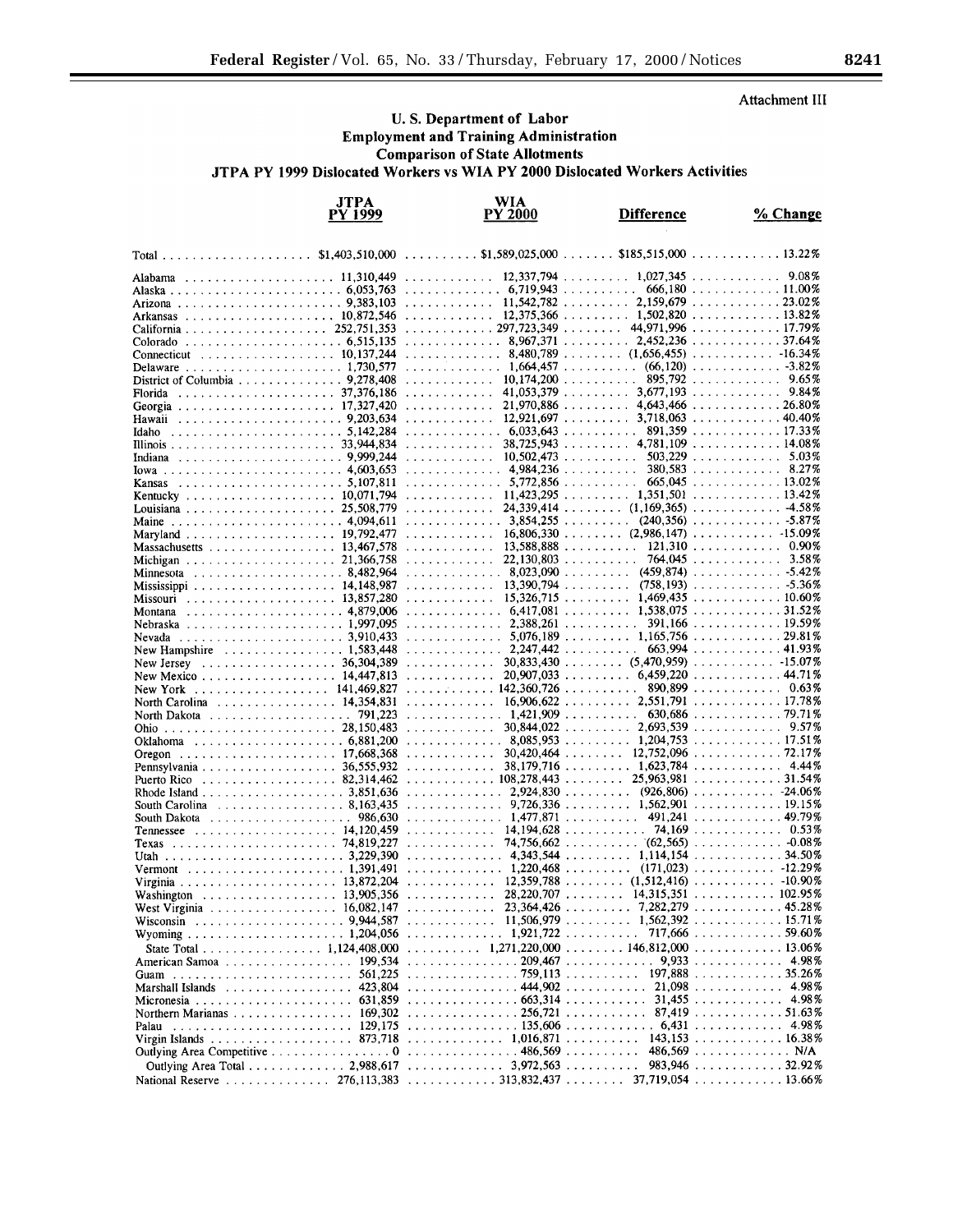Attachment III

## U. S. Department of Labor
## Employment and Training Administration
## Comparison of State Allotments
## JTPA PY 1999 Dislocated Workers vs WIA PY 2000 Dislocated Workers Activities

| | JTPA PY 1999 | WIA PY 2000 | Difference | % Change |
|---|---|---|---|---|
| Total | $1,403,510,000 | $1,589,025,000 | $185,515,000 | 13.22% |
| Alabama | 11,310,449 | 12,337,794 | 1,027,345 | 9.08% |
| Alaska | 6,053,763 | 6,719,943 | 666,180 | 11.00% |
| Arizona | 9,383,103 | 11,542,782 | 2,159,679 | 23.02% |
| Arkansas | 10,872,546 | 12,375,366 | 1,502,820 | 13.82% |
| California | 252,751,353 | 297,723,349 | 44,971,996 | 17.79% |
| Colorado | 6,515,135 | 8,967,371 | 2,452,236 | 37.64% |
| Connecticut | 10,137,244 | 8,480,789 | (1,656,455) | -16.34% |
| Delaware | 1,730,577 | 1,664,457 | (66,120) | -3.82% |
| District of Columbia | 9,278,408 | 10,174,200 | 895,792 | 9.65% |
| Florida | 37,376,186 | 41,053,379 | 3,677,193 | 9.84% |
| Georgia | 17,327,420 | 21,970,886 | 4,643,466 | 26.80% |
| Hawaii | 9,203,634 | 12,921,697 | 3,718,063 | 40.40% |
| Idaho | 5,142,284 | 6,033,643 | 891,359 | 17.33% |
| Illinois | 33,944,834 | 38,725,943 | 4,781,109 | 14.08% |
| Indiana | 9,999,244 | 10,502,473 | 503,229 | 5.03% |
| Iowa | 4,603,653 | 4,984,236 | 380,583 | 8.27% |
| Kansas | 5,107,811 | 5,772,856 | 665,045 | 13.02% |
| Kentucky | 10,071,794 | 11,423,295 | 1,351,501 | 13.42% |
| Louisiana | 25,508,779 | 24,339,414 | (1,169,365) | -4.58% |
| Maine | 4,094,611 | 3,854,255 | (240,356) | -5.87% |
| Maryland | 19,792,477 | 16,806,330 | (2,986,147) | -15.09% |
| Massachusetts | 13,467,578 | 13,588,888 | 121,310 | 0.90% |
| Michigan | 21,366,758 | 22,130,803 | 764,045 | 3.58% |
| Minnesota | 8,482,964 | 8,023,090 | (459,874) | -5.42% |
| Mississippi | 14,148,987 | 13,390,794 | (758,193) | -5.36% |
| Missouri | 13,857,280 | 15,326,715 | 1,469,435 | 10.60% |
| Montana | 4,879,006 | 6,417,081 | 1,538,075 | 31.52% |
| Nebraska | 1,997,095 | 2,388,261 | 391,166 | 19.59% |
| Nevada | 3,910,433 | 5,076,189 | 1,165,756 | 29.81% |
| New Hampshire | 1,583,448 | 2,247,442 | 663,994 | 41.93% |
| New Jersey | 36,304,389 | 30,833,430 | (5,470,959) | -15.07% |
| New Mexico | 14,447,813 | 20,907,033 | 6,459,220 | 44.71% |
| New York | 141,469,827 | 142,360,726 | 890,899 | 0.63% |
| North Carolina | 14,354,831 | 16,906,622 | 2,551,791 | 17.78% |
| North Dakota | 791,223 | 1,421,909 | 630,686 | 79.71% |
| Ohio | 28,150,483 | 30,844,022 | 2,693,539 | 9.57% |
| Oklahoma | 6,881,200 | 8,085,953 | 1,204,753 | 17.51% |
| Oregon | 17,668,368 | 30,420,464 | 12,752,096 | 72.17% |
| Pennsylvania | 36,555,932 | 38,179,716 | 1,623,784 | 4.44% |
| Puerto Rico | 82,314,462 | 108,278,443 | 25,963,981 | 31.54% |
| Rhode Island | 3,851,636 | 2,924,830 | (926,806) | -24.06% |
| South Carolina | 8,163,435 | 9,726,336 | 1,562,901 | 19.15% |
| South Dakota | 986,630 | 1,477,871 | 491,241 | 49.79% |
| Tennessee | 14,120,459 | 14,194,628 | 74,169 | 0.53% |
| Texas | 74,819,227 | 74,756,662 | (62,565) | -0.08% |
| Utah | 3,229,390 | 4,343,544 | 1,114,154 | 34.50% |
| Vermont | 1,391,491 | 1,220,468 | (171,023) | -12.29% |
| Virginia | 13,872,204 | 12,359,788 | (1,512,416) | -10.90% |
| Washington | 13,905,356 | 28,220,707 | 14,315,351 | 102.95% |
| West Virginia | 16,082,147 | 23,364,426 | 7,282,279 | 45.28% |
| Wisconsin | 9,944,587 | 11,506,979 | 1,562,392 | 15.71% |
| Wyoming | 1,204,056 | 1,921,722 | 717,666 | 59.60% |
| State Total | 1,124,408,000 | 1,271,220,000 | 146,812,000 | 13.06% |
| American Samoa | 199,534 | 209,467 | 9,933 | 4.98% |
| Guam | 561,225 | 759,113 | 197,888 | 35.26% |
| Marshall Islands | 423,804 | 444,902 | 21,098 | 4.98% |
| Micronesia | 631,859 | 663,314 | 31,455 | 4.98% |
| Northern Marianas | 169,302 | 256,721 | 87,419 | 51.63% |
| Palau | 129,175 | 135,606 | 6,431 | 4.98% |
| Virgin Islands | 873,718 | 1,016,871 | 143,153 | 16.38% |
| Outlying Area Competitive | 0 | 486,569 | 486,569 | N/A |
| Outlying Area Total | 2,988,617 | 3,972,563 | 983,946 | 32.92% |
| National Reserve | 276,113,383 | 313,832,437 | 37,719,054 | 13.66% |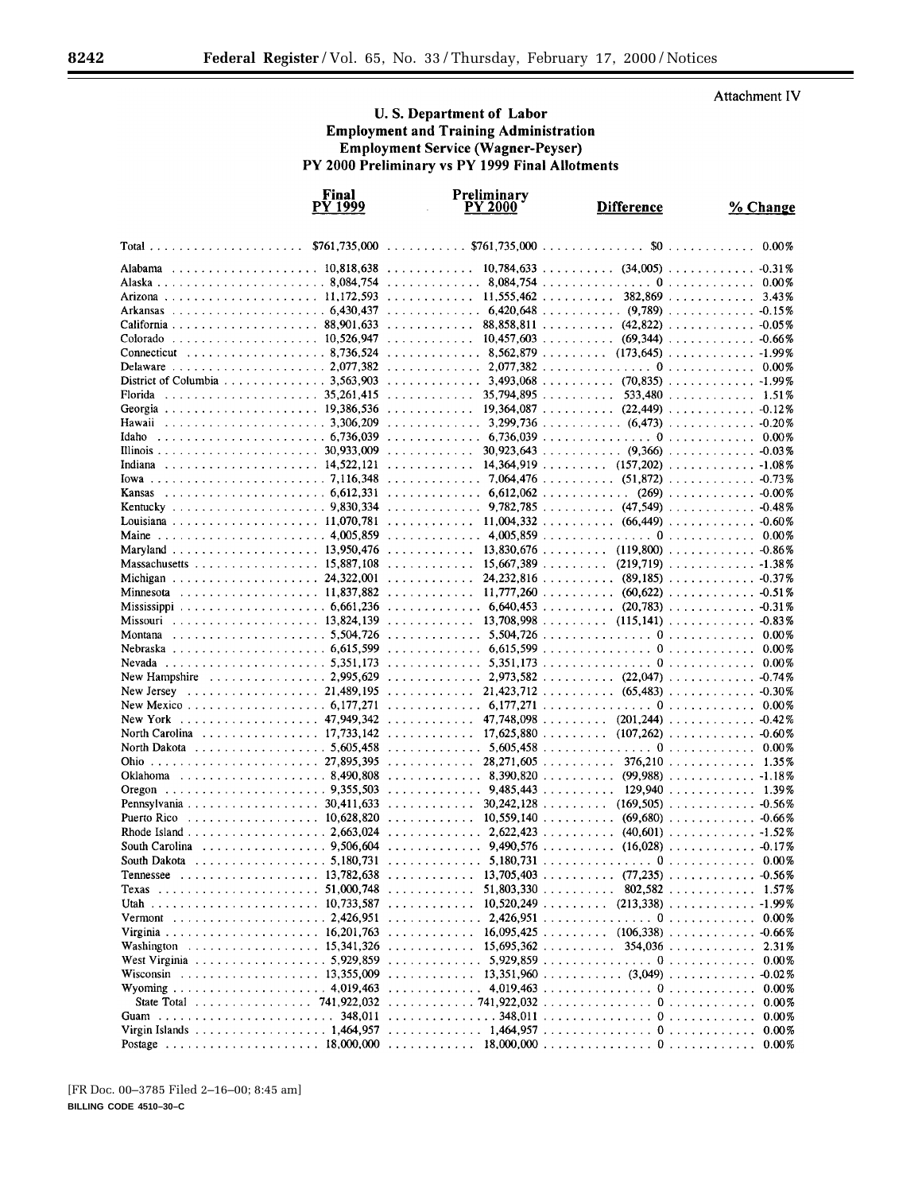Attachment IV

## U. S. Department of Labor
## Employment and Training Administration
## Employment Service (Wagner-Peyser)
## PY 2000 Preliminary vs PY 1999 Final Allotments

| | Final PY 1999 | Preliminary PY 2000 | Difference | % Change |
|---|---|---|---|---|
| Total | $761,735,000 | $761,735,000 | $0 | 0.00% |
| Alabama | 10,818,638 | 10,784,633 | (34,005) | -0.31% |
| Alaska | 8,084,754 | 8,084,754 | 0 | 0.00% |
| Arizona | 11,172,593 | 11,555,462 | 382,869 | 3.43% |
| Arkansas | 6,430,437 | 6,420,648 | (9,789) | -0.15% |
| California | 88,901,633 | 88,858,811 | (42,822) | -0.05% |
| Colorado | 10,526,947 | 10,457,603 | (69,344) | -0.66% |
| Connecticut | 8,736,524 | 8,562,879 | (173,645) | -1.99% |
| Delaware | 2,077,382 | 2,077,382 | 0 | 0.00% |
| District of Columbia | 3,563,903 | 3,493,068 | (70,835) | -1.99% |
| Florida | 35,261,415 | 35,794,895 | 533,480 | 1.51% |
| Georgia | 19,386,536 | 19,364,087 | (22,449) | -0.12% |
| Hawaii | 3,306,209 | 3,299,736 | (6,473) | -0.20% |
| Idaho | 6,736,039 | 6,736,039 | 0 | 0.00% |
| Illinois | 30,933,009 | 30,923,643 | (9,366) | -0.03% |
| Indiana | 14,522,121 | 14,364,919 | (157,202) | -1.08% |
| Iowa | 7,116,348 | 7,064,476 | (51,872) | -0.73% |
| Kansas | 6,612,331 | 6,612,062 | (269) | -0.00% |
| Kentucky | 9,830,334 | 9,782,785 | (47,549) | -0.48% |
| Louisiana | 11,070,781 | 11,004,332 | (66,449) | -0.60% |
| Maine | 4,005,859 | 4,005,859 | 0 | 0.00% |
| Maryland | 13,950,476 | 13,830,676 | (119,800) | -0.86% |
| Massachusetts | 15,887,108 | 15,667,389 | (219,719) | -1.38% |
| Michigan | 24,322,001 | 24,232,816 | (89,185) | -0.37% |
| Minnesota | 11,837,882 | 11,777,260 | (60,622) | -0.51% |
| Mississippi | 6,661,236 | 6,640,453 | (20,783) | -0.31% |
| Missouri | 13,824,139 | 13,708,998 | (115,141) | -0.83% |
| Montana | 5,504,726 | 5,504,726 | 0 | 0.00% |
| Nebraska | 6,615,599 | 6,615,599 | 0 | 0.00% |
| Nevada | 5,351,173 | 5,351,173 | 0 | 0.00% |
| New Hampshire | 2,995,629 | 2,973,582 | (22,047) | -0.74% |
| New Jersey | 21,489,195 | 21,423,712 | (65,483) | -0.30% |
| New Mexico | 6,177,271 | 6,177,271 | 0 | 0.00% |
| New York | 47,949,342 | 47,748,098 | (201,244) | -0.42% |
| North Carolina | 17,733,142 | 17,625,880 | (107,262) | -0.60% |
| North Dakota | 5,605,458 | 5,605,458 | 0 | 0.00% |
| Ohio | 27,895,395 | 28,271,605 | 376,210 | 1.35% |
| Oklahoma | 8,490,808 | 8,390,820 | (99,988) | -1.18% |
| Oregon | 9,355,503 | 9,485,443 | 129,940 | 1.39% |
| Pennsylvania | 30,411,633 | 30,242,128 | (169,505) | -0.56% |
| Puerto Rico | 10,628,820 | 10,559,140 | (69,680) | -0.66% |
| Rhode Island | 2,663,024 | 2,622,423 | (40,601) | -1.52% |
| South Carolina | 9,506,604 | 9,490,576 | (16,028) | -0.17% |
| South Dakota | 5,180,731 | 5,180,731 | 0 | 0.00% |
| Tennessee | 13,782,638 | 13,705,403 | (77,235) | -0.56% |
| Texas | 51,000,748 | 51,803,330 | 802,582 | 1.57% |
| Utah | 10,733,587 | 10,520,249 | (213,338) | -1.99% |
| Vermont | 2,426,951 | 2,426,951 | 0 | 0.00% |
| Virginia | 16,201,763 | 16,095,425 | (106,338) | -0.66% |
| Washington | 15,341,326 | 15,695,362 | 354,036 | 2.31% |
| West Virginia | 5,929,859 | 5,929,859 | 0 | 0.00% |
| Wisconsin | 13,355,009 | 13,351,960 | (3,049) | -0.02% |
| Wyoming | 4,019,463 | 4,019,463 | 0 | 0.00% |
| State Total | 741,922,032 | 741,922,032 | 0 | 0.00% |
| Guam | 348,011 | 348,011 | 0 | 0.00% |
| Virgin Islands | 1,464,957 | 1,464,957 | 0 | 0.00% |
| Postage | 18,000,000 | 18,000,000 | 0 | 0.00% |

[FR Doc. 00–3785 Filed 2–16–00; 8:45 am]

**BILLING CODE 4510–30–C**